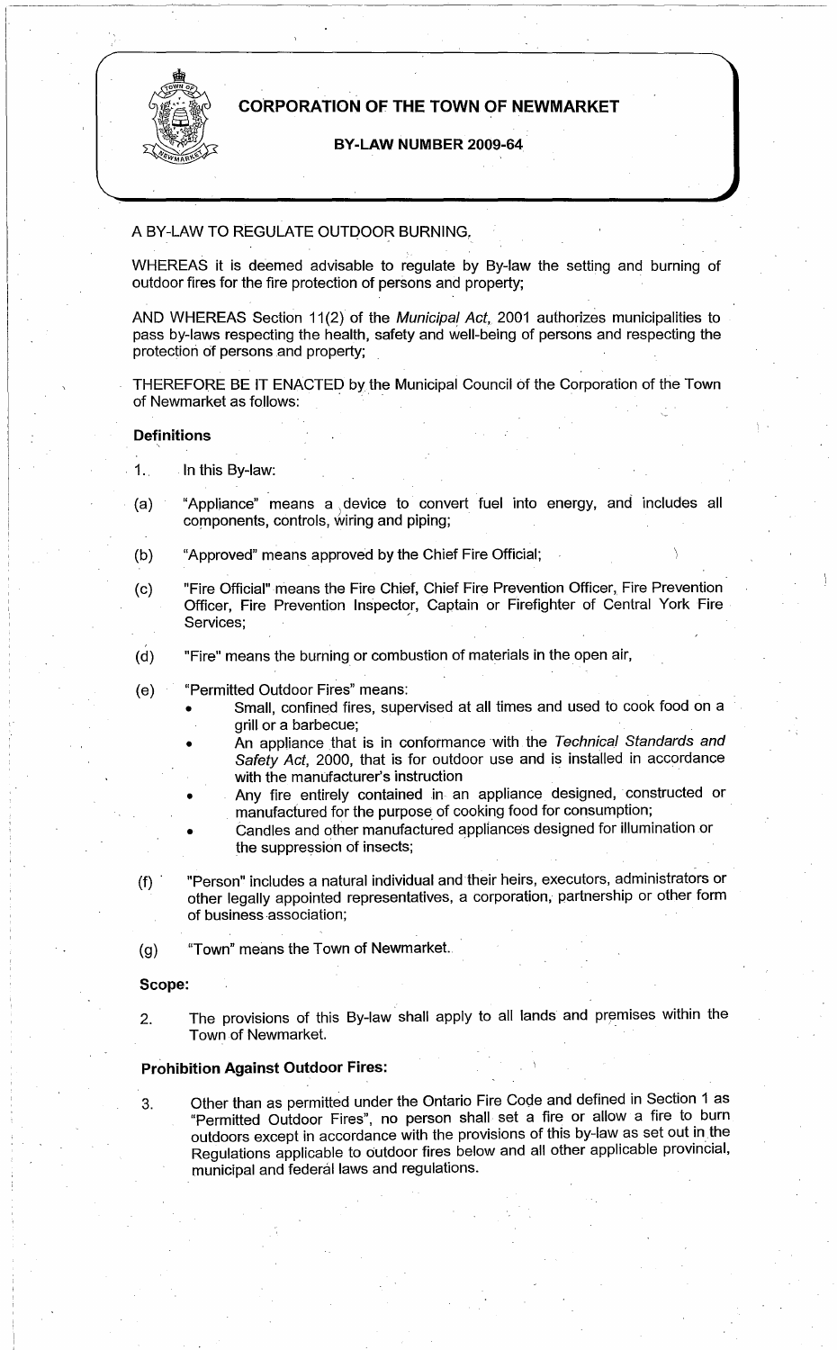# CORPORATION OF THE TOWN OF NEWMARKET

## BY-LAW NUMBER 2009-64

A BY-LAW TO REGULATE OUTDOOR BURNING.

WHEREAS it is deemed advisable to regulate by By-law the setting and burning of outdoor fires for the fire protection of persons and property;

AND WHEREAS Section 11(2) of the *Municipal Act*, 2001 authorizes municipalities to pass by-laws respecting the health, safety and well-being of persons and respecting the protection of persons and property;

THEREFORE BE IT ENACTED by the Municipal Council of the Corporation of the Town of Newmarket as follows:

**Definitions**

1. In this By-law:

(a) "Appliance" means a device to convert fuel into energy, and includes all components, controls, wiring and piping;

(b) "Approved" means approved by the Chief Fire Official;

(c) "Fire Official" means the Fire Chief, Chief Fire Prevention Officer, Fire Prevention Officer, Fire Prevention Inspector, Captain or Firefighter of Central York Fire Services;

(d) "Fire" means the burning or combustion of materials in the open air,

(e) "Permitted Outdoor Fires" means:

- Small, confined fires, supervised at all times and used to cook food on a grill or a barbecue;
- An appliance that is in conformance with the *Technical Standards and Safety Act*, 2000, that is for outdoor use and is installed in accordance with the manufacturer's instruction
- Any fire entirely contained in an appliance designed, constructed or manufactured for the purpose of cooking food for consumption;
- Candles and other manufactured appliances designed for illumination or the suppression of insects;

(f) "Person" includes a natural individual and their heirs, executors, administrators or other legally appointed representatives, a corporation, partnership or other form of business association;

(g) "Town" means the Town of Newmarket.

**Scope:**

2. The provisions of this By-law shall apply to all lands and premises within the Town of Newmarket.

**Prohibition Against Outdoor Fires:**

3. Other than as permitted under the Ontario Fire Code and defined in Section 1 as "Permitted Outdoor Fires", no person shall set a fire or allow a fire to burn outdoors except in accordance with the provisions of this by-law as set out in the Regulations applicable to outdoor fires below and all other applicable provincial, municipal and federal laws and regulations.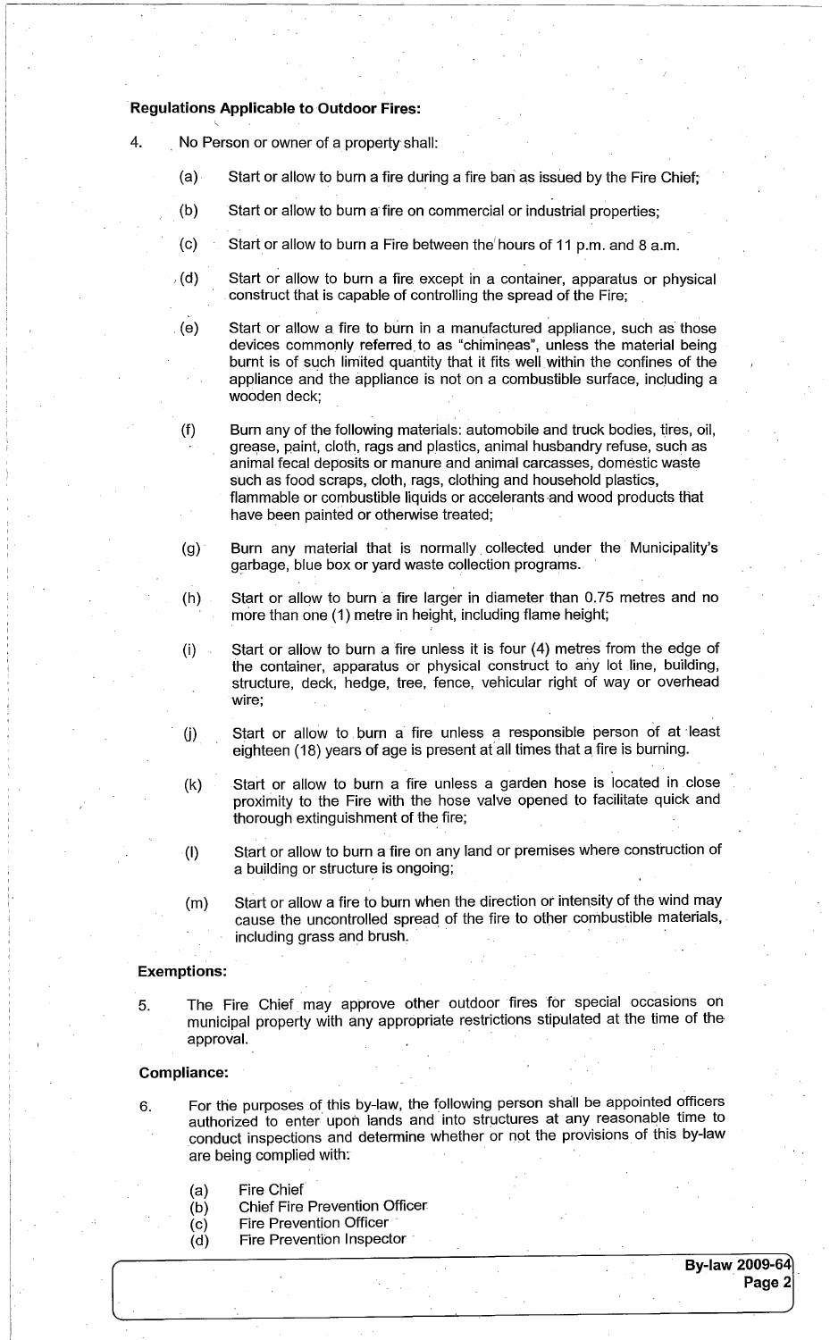**Regulations Applicable to Outdoor Fires:**

4. No Person or owner of a property shall:

   (a) Start or allow to burn a fire during a fire ban as issued by the Fire Chief;

   (b) Start or allow to burn a fire on commercial or industrial properties;

   (c) Start or allow to burn a Fire between the hours of 11 p.m. and 8 a.m.

   (d) Start or allow to burn a fire except in a container, apparatus or physical construct that is capable of controlling the spread of the Fire;

   (e) Start or allow a fire to burn in a manufactured appliance, such as those devices commonly referred to as "chimineas", unless the material being burnt is of such limited quantity that it fits well within the confines of the appliance and the appliance is not on a combustible surface, including a wooden deck;

   (f) Burn any of the following materials: automobile and truck bodies, tires, oil, grease, paint, cloth, rags and plastics, animal husbandry refuse, such as animal fecal deposits or manure and animal carcasses, domestic waste such as food scraps, cloth, rags, clothing and household plastics, flammable or combustible liquids or accelerants and wood products that have been painted or otherwise treated;

   (g) Burn any material that is normally collected under the Municipality's garbage, blue box or yard waste collection programs.

   (h) Start or allow to burn a fire larger in diameter than 0.75 metres and no more than one (1) metre in height, including flame height;

   (i) Start or allow to burn a fire unless it is four (4) metres from the edge of the container, apparatus or physical construct to any lot line, building, structure, deck, hedge, tree, fence, vehicular right of way or overhead wire;

   (j) Start or allow to burn a fire unless a responsible person of at least eighteen (18) years of age is present at all times that a fire is burning.

   (k) Start or allow to burn a fire unless a garden hose is located in close proximity to the Fire with the hose valve opened to facilitate quick and thorough extinguishment of the fire;

   (l) Start or allow to burn a fire on any land or premises where construction of a building or structure is ongoing;

   (m) Start or allow a fire to burn when the direction or intensity of the wind may cause the uncontrolled spread of the fire to other combustible materials, including grass and brush.

**Exemptions:**

5. The Fire Chief may approve other outdoor fires for special occasions on municipal property with any appropriate restrictions stipulated at the time of the approval.

**Compliance:**

6. For the purposes of this by-law, the following person shall be appointed officers authorized to enter upon lands and into structures at any reasonable time to conduct inspections and determine whether or not the provisions of this by-law are being complied with:

   (a) Fire Chief
   (b) Chief Fire Prevention Officer
   (c) Fire Prevention Officer
   (d) Fire Prevention Inspector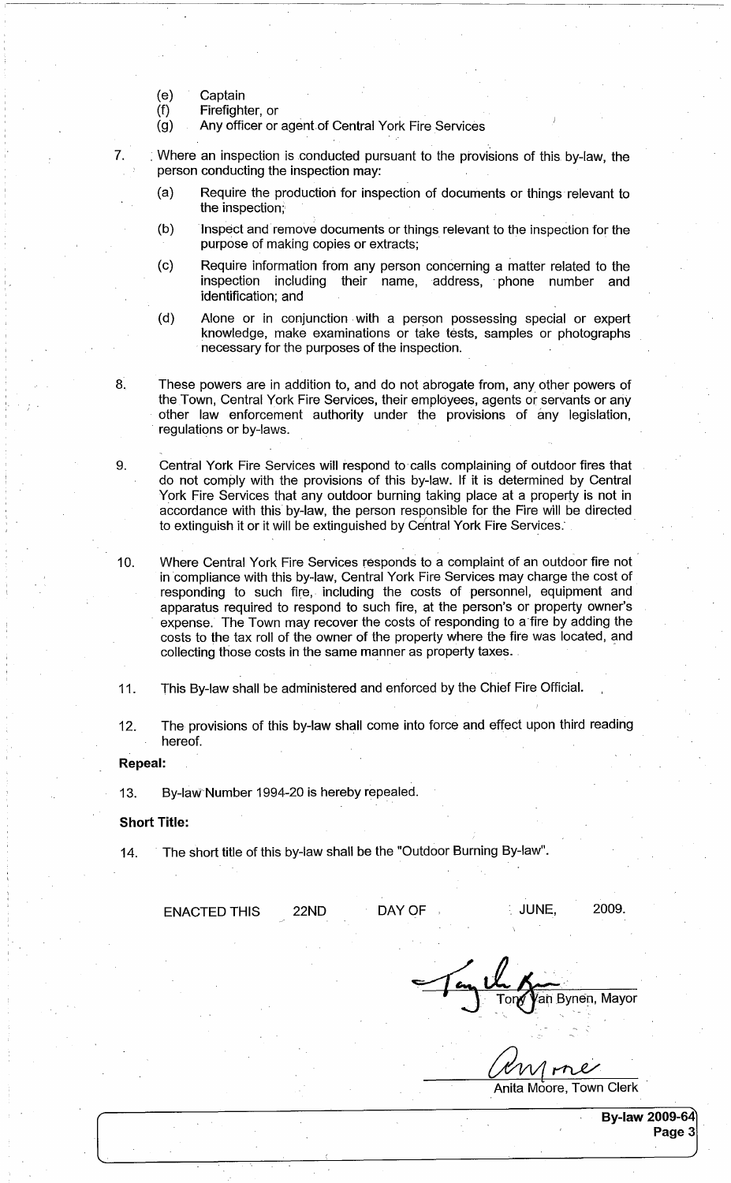(e) Captain
(f) Firefighter, or
(g) Any officer or agent of Central York Fire Services

7. Where an inspection is conducted pursuant to the provisions of this by-law, the person conducting the inspection may:

   (a) Require the production for inspection of documents or things relevant to the inspection;

   (b) Inspect and remove documents or things relevant to the inspection for the purpose of making copies or extracts;

   (c) Require information from any person concerning a matter related to the inspection including their name, address, phone number and identification; and

   (d) Alone or in conjunction with a person possessing special or expert knowledge, make examinations or take tests, samples or photographs necessary for the purposes of the inspection.

8. These powers are in addition to, and do not abrogate from, any other powers of the Town, Central York Fire Services, their employees, agents or servants or any other law enforcement authority under the provisions of any legislation, regulations or by-laws.

9. Central York Fire Services will respond to calls complaining of outdoor fires that do not comply with the provisions of this by-law. If it is determined by Central York Fire Services that any outdoor burning taking place at a property is not in accordance with this by-law, the person responsible for the Fire will be directed to extinguish it or it will be extinguished by Central York Fire Services.

10. Where Central York Fire Services responds to a complaint of an outdoor fire not in compliance with this by-law, Central York Fire Services may charge the cost of responding to such fire, including the costs of personnel, equipment and apparatus required to respond to such fire, at the person's or property owner's expense. The Town may recover the costs of responding to a fire by adding the costs to the tax roll of the owner of the property where the fire was located, and collecting those costs in the same manner as property taxes.

11. This By-law shall be administered and enforced by the Chief Fire Official.

12. The provisions of this by-law shall come into force and effect upon third reading hereof.

**Repeal:**

13. By-law Number 1994-20 is hereby repealed.

**Short Title:**

14. The short title of this by-law shall be the "Outdoor Burning By-law".

ENACTED THIS 22ND DAY OF JUNE, 2009.

Tony Van Bynen, Mayor

Anita Moore, Town Clerk

**By-law 2009-64**